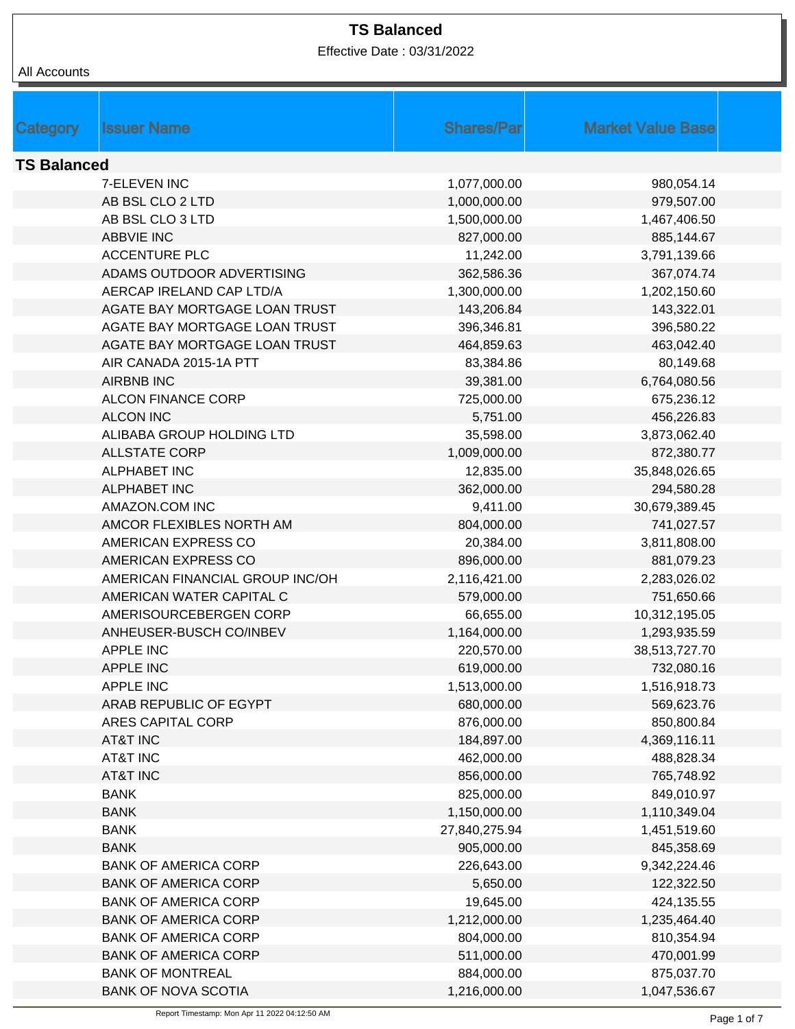# TS Balanced

Effective Date : 03/31/2022

All Accounts

| Category | Issuer Name | Shares/Par | Market Value Base |
|---|---|---|---|
| **TS Balanced** | | | |
| | 7-ELEVEN INC | 1,077,000.00 | 980,054.14 |
| | AB BSL CLO 2 LTD | 1,000,000.00 | 979,507.00 |
| | AB BSL CLO 3 LTD | 1,500,000.00 | 1,467,406.50 |
| | ABBVIE INC | 827,000.00 | 885,144.67 |
| | ACCENTURE PLC | 11,242.00 | 3,791,139.66 |
| | ADAMS OUTDOOR ADVERTISING | 362,586.36 | 367,074.74 |
| | AERCAP IRELAND CAP LTD/A | 1,300,000.00 | 1,202,150.60 |
| | AGATE BAY MORTGAGE LOAN TRUST | 143,206.84 | 143,322.01 |
| | AGATE BAY MORTGAGE LOAN TRUST | 396,346.81 | 396,580.22 |
| | AGATE BAY MORTGAGE LOAN TRUST | 464,859.63 | 463,042.40 |
| | AIR CANADA 2015-1A PTT | 83,384.86 | 80,149.68 |
| | AIRBNB INC | 39,381.00 | 6,764,080.56 |
| | ALCON FINANCE CORP | 725,000.00 | 675,236.12 |
| | ALCON INC | 5,751.00 | 456,226.83 |
| | ALIBABA GROUP HOLDING LTD | 35,598.00 | 3,873,062.40 |
| | ALLSTATE CORP | 1,009,000.00 | 872,380.77 |
| | ALPHABET INC | 12,835.00 | 35,848,026.65 |
| | ALPHABET INC | 362,000.00 | 294,580.28 |
| | AMAZON.COM INC | 9,411.00 | 30,679,389.45 |
| | AMCOR FLEXIBLES NORTH AM | 804,000.00 | 741,027.57 |
| | AMERICAN EXPRESS CO | 20,384.00 | 3,811,808.00 |
| | AMERICAN EXPRESS CO | 896,000.00 | 881,079.23 |
| | AMERICAN FINANCIAL GROUP INC/OH | 2,116,421.00 | 2,283,026.02 |
| | AMERICAN WATER CAPITAL C | 579,000.00 | 751,650.66 |
| | AMERISOURCEBERGEN CORP | 66,655.00 | 10,312,195.05 |
| | ANHEUSER-BUSCH CO/INBEV | 1,164,000.00 | 1,293,935.59 |
| | APPLE INC | 220,570.00 | 38,513,727.70 |
| | APPLE INC | 619,000.00 | 732,080.16 |
| | APPLE INC | 1,513,000.00 | 1,516,918.73 |
| | ARAB REPUBLIC OF EGYPT | 680,000.00 | 569,623.76 |
| | ARES CAPITAL CORP | 876,000.00 | 850,800.84 |
| | AT&T INC | 184,897.00 | 4,369,116.11 |
| | AT&T INC | 462,000.00 | 488,828.34 |
| | AT&T INC | 856,000.00 | 765,748.92 |
| | BANK | 825,000.00 | 849,010.97 |
| | BANK | 1,150,000.00 | 1,110,349.04 |
| | BANK | 27,840,275.94 | 1,451,519.60 |
| | BANK | 905,000.00 | 845,358.69 |
| | BANK OF AMERICA CORP | 226,643.00 | 9,342,224.46 |
| | BANK OF AMERICA CORP | 5,650.00 | 122,322.50 |
| | BANK OF AMERICA CORP | 19,645.00 | 424,135.55 |
| | BANK OF AMERICA CORP | 1,212,000.00 | 1,235,464.40 |
| | BANK OF AMERICA CORP | 804,000.00 | 810,354.94 |
| | BANK OF AMERICA CORP | 511,000.00 | 470,001.99 |
| | BANK OF MONTREAL | 884,000.00 | 875,037.70 |
| | BANK OF NOVA SCOTIA | 1,216,000.00 | 1,047,536.67 |

Report Timestamp: Mon Apr 11 2022 04:12:50 AM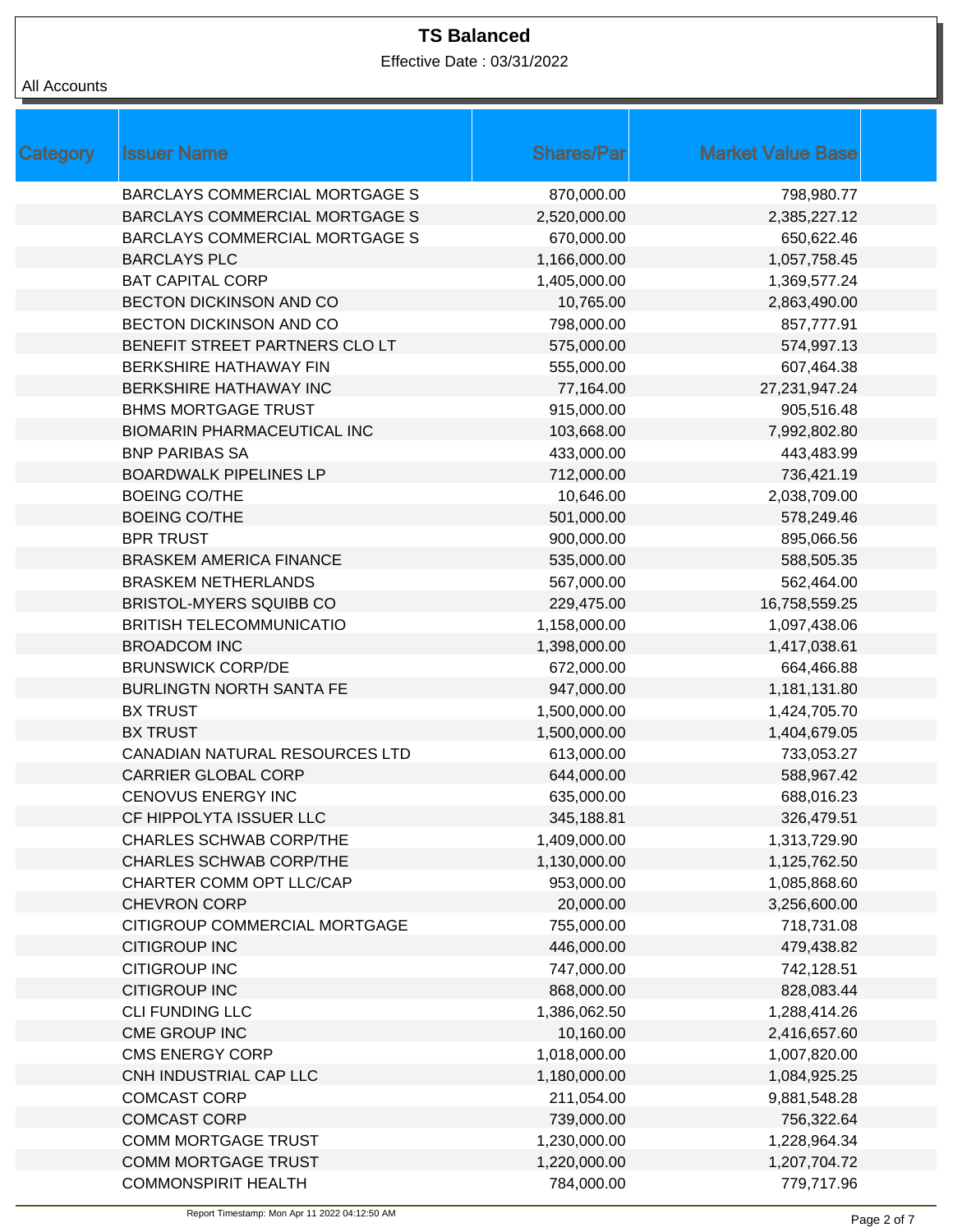# TS Balanced

Effective Date : 03/31/2022

All Accounts

| Category | Issuer Name | Shares/Par | Market Value Base |
|---|---|---|---|
| | BARCLAYS COMMERCIAL MORTGAGE S | 870,000.00 | 798,980.77 |
| | BARCLAYS COMMERCIAL MORTGAGE S | 2,520,000.00 | 2,385,227.12 |
| | BARCLAYS COMMERCIAL MORTGAGE S | 670,000.00 | 650,622.46 |
| | BARCLAYS PLC | 1,166,000.00 | 1,057,758.45 |
| | BAT CAPITAL CORP | 1,405,000.00 | 1,369,577.24 |
| | BECTON DICKINSON AND CO | 10,765.00 | 2,863,490.00 |
| | BECTON DICKINSON AND CO | 798,000.00 | 857,777.91 |
| | BENEFIT STREET PARTNERS CLO LT | 575,000.00 | 574,997.13 |
| | BERKSHIRE HATHAWAY FIN | 555,000.00 | 607,464.38 |
| | BERKSHIRE HATHAWAY INC | 77,164.00 | 27,231,947.24 |
| | BHMS MORTGAGE TRUST | 915,000.00 | 905,516.48 |
| | BIOMARIN PHARMACEUTICAL INC | 103,668.00 | 7,992,802.80 |
| | BNP PARIBAS SA | 433,000.00 | 443,483.99 |
| | BOARDWALK PIPELINES LP | 712,000.00 | 736,421.19 |
| | BOEING CO/THE | 10,646.00 | 2,038,709.00 |
| | BOEING CO/THE | 501,000.00 | 578,249.46 |
| | BPR TRUST | 900,000.00 | 895,066.56 |
| | BRASKEM AMERICA FINANCE | 535,000.00 | 588,505.35 |
| | BRASKEM NETHERLANDS | 567,000.00 | 562,464.00 |
| | BRISTOL-MYERS SQUIBB CO | 229,475.00 | 16,758,559.25 |
| | BRITISH TELECOMMUNICATIO | 1,158,000.00 | 1,097,438.06 |
| | BROADCOM INC | 1,398,000.00 | 1,417,038.61 |
| | BRUNSWICK CORP/DE | 672,000.00 | 664,466.88 |
| | BURLINGTN NORTH SANTA FE | 947,000.00 | 1,181,131.80 |
| | BX TRUST | 1,500,000.00 | 1,424,705.70 |
| | BX TRUST | 1,500,000.00 | 1,404,679.05 |
| | CANADIAN NATURAL RESOURCES LTD | 613,000.00 | 733,053.27 |
| | CARRIER GLOBAL CORP | 644,000.00 | 588,967.42 |
| | CENOVUS ENERGY INC | 635,000.00 | 688,016.23 |
| | CF HIPPOLYTA ISSUER LLC | 345,188.81 | 326,479.51 |
| | CHARLES SCHWAB CORP/THE | 1,409,000.00 | 1,313,729.90 |
| | CHARLES SCHWAB CORP/THE | 1,130,000.00 | 1,125,762.50 |
| | CHARTER COMM OPT LLC/CAP | 953,000.00 | 1,085,868.60 |
| | CHEVRON CORP | 20,000.00 | 3,256,600.00 |
| | CITIGROUP COMMERCIAL MORTGAGE | 755,000.00 | 718,731.08 |
| | CITIGROUP INC | 446,000.00 | 479,438.82 |
| | CITIGROUP INC | 747,000.00 | 742,128.51 |
| | CITIGROUP INC | 868,000.00 | 828,083.44 |
| | CLI FUNDING LLC | 1,386,062.50 | 1,288,414.26 |
| | CME GROUP INC | 10,160.00 | 2,416,657.60 |
| | CMS ENERGY CORP | 1,018,000.00 | 1,007,820.00 |
| | CNH INDUSTRIAL CAP LLC | 1,180,000.00 | 1,084,925.25 |
| | COMCAST CORP | 211,054.00 | 9,881,548.28 |
| | COMCAST CORP | 739,000.00 | 756,322.64 |
| | COMM MORTGAGE TRUST | 1,230,000.00 | 1,228,964.34 |
| | COMM MORTGAGE TRUST | 1,220,000.00 | 1,207,704.72 |
| | COMMONSPIRIT HEALTH | 784,000.00 | 779,717.96 |

Report Timestamp: Mon Apr 11 2022 04:12:50 AM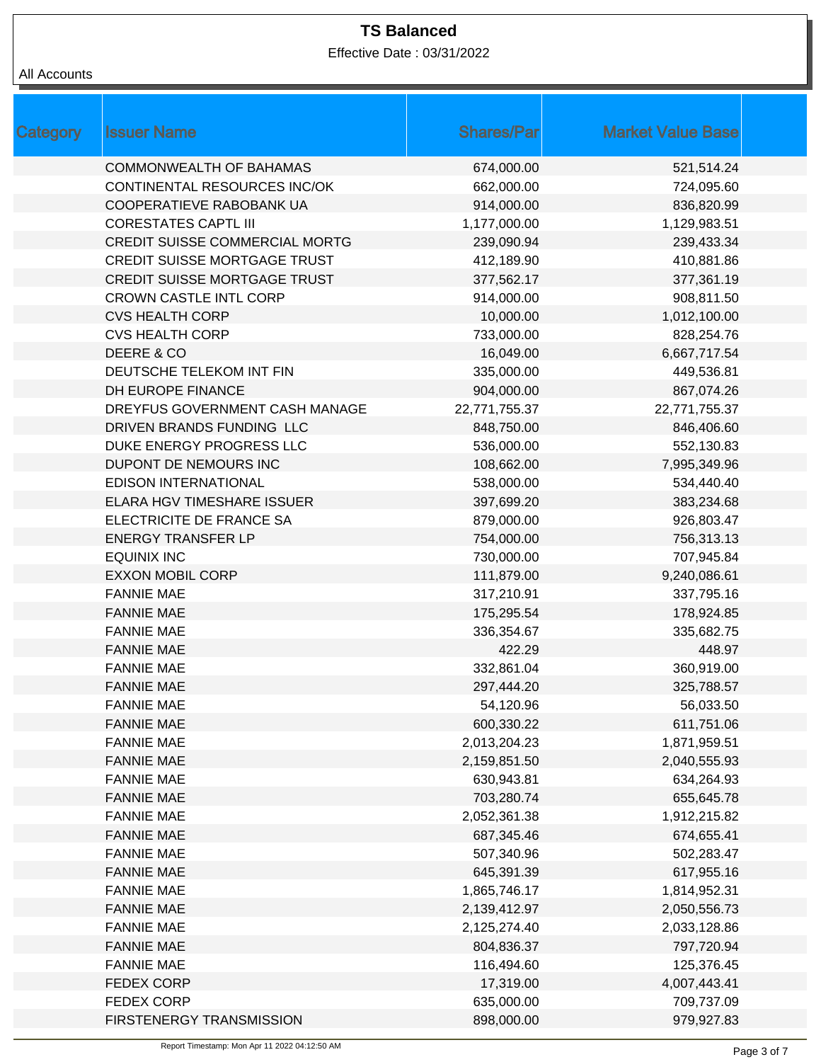# TS Balanced

Effective Date : 03/31/2022

All Accounts

| Category | Issuer Name | Shares/Par | Market Value Base |
|---|---|---|---|
| | COMMONWEALTH OF BAHAMAS | 674,000.00 | 521,514.24 |
| | CONTINENTAL RESOURCES INC/OK | 662,000.00 | 724,095.60 |
| | COOPERATIEVE RABOBANK UA | 914,000.00 | 836,820.99 |
| | CORESTATES CAPTL III | 1,177,000.00 | 1,129,983.51 |
| | CREDIT SUISSE COMMERCIAL MORTG | 239,090.94 | 239,433.34 |
| | CREDIT SUISSE MORTGAGE TRUST | 412,189.90 | 410,881.86 |
| | CREDIT SUISSE MORTGAGE TRUST | 377,562.17 | 377,361.19 |
| | CROWN CASTLE INTL CORP | 914,000.00 | 908,811.50 |
| | CVS HEALTH CORP | 10,000.00 | 1,012,100.00 |
| | CVS HEALTH CORP | 733,000.00 | 828,254.76 |
| | DEERE & CO | 16,049.00 | 6,667,717.54 |
| | DEUTSCHE TELEKOM INT FIN | 335,000.00 | 449,536.81 |
| | DH EUROPE FINANCE | 904,000.00 | 867,074.26 |
| | DREYFUS GOVERNMENT CASH MANAGE | 22,771,755.37 | 22,771,755.37 |
| | DRIVEN BRANDS FUNDING LLC | 848,750.00 | 846,406.60 |
| | DUKE ENERGY PROGRESS LLC | 536,000.00 | 552,130.83 |
| | DUPONT DE NEMOURS INC | 108,662.00 | 7,995,349.96 |
| | EDISON INTERNATIONAL | 538,000.00 | 534,440.40 |
| | ELARA HGV TIMESHARE ISSUER | 397,699.20 | 383,234.68 |
| | ELECTRICITE DE FRANCE SA | 879,000.00 | 926,803.47 |
| | ENERGY TRANSFER LP | 754,000.00 | 756,313.13 |
| | EQUINIX INC | 730,000.00 | 707,945.84 |
| | EXXON MOBIL CORP | 111,879.00 | 9,240,086.61 |
| | FANNIE MAE | 317,210.91 | 337,795.16 |
| | FANNIE MAE | 175,295.54 | 178,924.85 |
| | FANNIE MAE | 336,354.67 | 335,682.75 |
| | FANNIE MAE | 422.29 | 448.97 |
| | FANNIE MAE | 332,861.04 | 360,919.00 |
| | FANNIE MAE | 297,444.20 | 325,788.57 |
| | FANNIE MAE | 54,120.96 | 56,033.50 |
| | FANNIE MAE | 600,330.22 | 611,751.06 |
| | FANNIE MAE | 2,013,204.23 | 1,871,959.51 |
| | FANNIE MAE | 2,159,851.50 | 2,040,555.93 |
| | FANNIE MAE | 630,943.81 | 634,264.93 |
| | FANNIE MAE | 703,280.74 | 655,645.78 |
| | FANNIE MAE | 2,052,361.38 | 1,912,215.82 |
| | FANNIE MAE | 687,345.46 | 674,655.41 |
| | FANNIE MAE | 507,340.96 | 502,283.47 |
| | FANNIE MAE | 645,391.39 | 617,955.16 |
| | FANNIE MAE | 1,865,746.17 | 1,814,952.31 |
| | FANNIE MAE | 2,139,412.97 | 2,050,556.73 |
| | FANNIE MAE | 2,125,274.40 | 2,033,128.86 |
| | FANNIE MAE | 804,836.37 | 797,720.94 |
| | FANNIE MAE | 116,494.60 | 125,376.45 |
| | FEDEX CORP | 17,319.00 | 4,007,443.41 |
| | FEDEX CORP | 635,000.00 | 709,737.09 |
| | FIRSTENERGY TRANSMISSION | 898,000.00 | 979,927.83 |

Report Timestamp: Mon Apr 11 2022 04:12:50 AM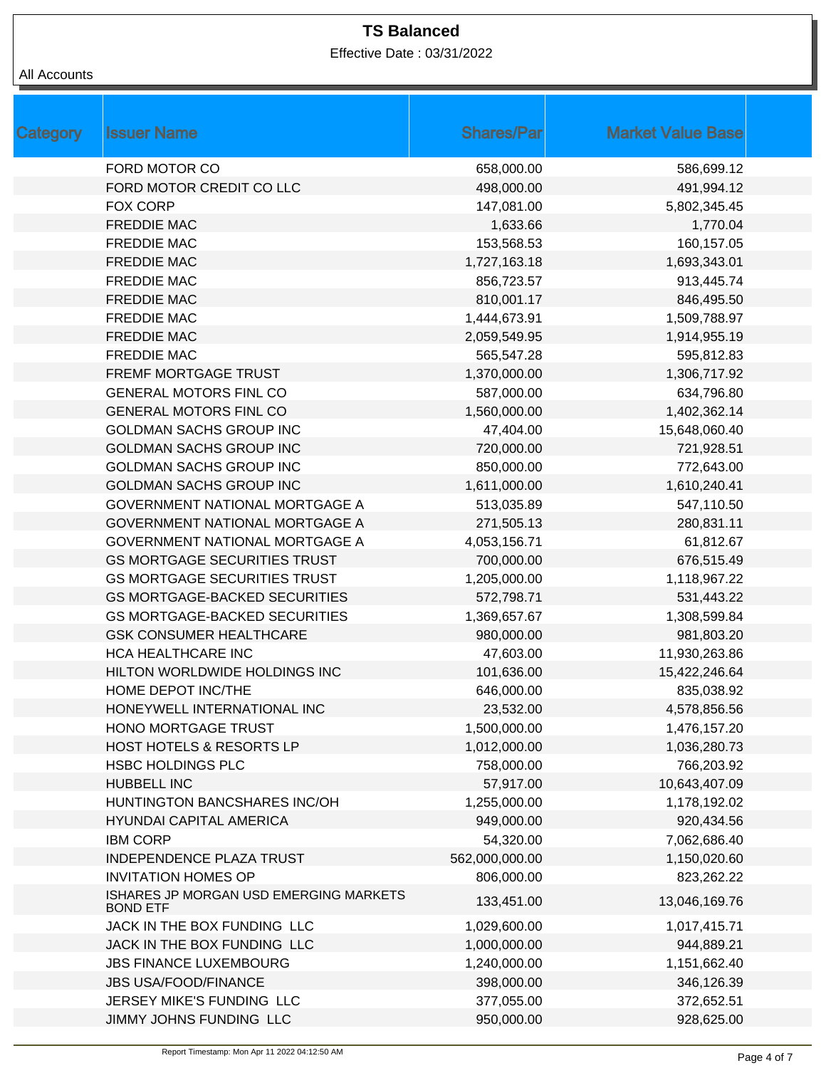# TS Balanced

Effective Date : 03/31/2022

All Accounts

| Category | Issuer Name | Shares/Par | Market Value Base |
|---|---|---|---|
| | FORD MOTOR CO | 658,000.00 | 586,699.12 |
| | FORD MOTOR CREDIT CO LLC | 498,000.00 | 491,994.12 |
| | FOX CORP | 147,081.00 | 5,802,345.45 |
| | FREDDIE MAC | 1,633.66 | 1,770.04 |
| | FREDDIE MAC | 153,568.53 | 160,157.05 |
| | FREDDIE MAC | 1,727,163.18 | 1,693,343.01 |
| | FREDDIE MAC | 856,723.57 | 913,445.74 |
| | FREDDIE MAC | 810,001.17 | 846,495.50 |
| | FREDDIE MAC | 1,444,673.91 | 1,509,788.97 |
| | FREDDIE MAC | 2,059,549.95 | 1,914,955.19 |
| | FREDDIE MAC | 565,547.28 | 595,812.83 |
| | FREMF MORTGAGE TRUST | 1,370,000.00 | 1,306,717.92 |
| | GENERAL MOTORS FINL CO | 587,000.00 | 634,796.80 |
| | GENERAL MOTORS FINL CO | 1,560,000.00 | 1,402,362.14 |
| | GOLDMAN SACHS GROUP INC | 47,404.00 | 15,648,060.40 |
| | GOLDMAN SACHS GROUP INC | 720,000.00 | 721,928.51 |
| | GOLDMAN SACHS GROUP INC | 850,000.00 | 772,643.00 |
| | GOLDMAN SACHS GROUP INC | 1,611,000.00 | 1,610,240.41 |
| | GOVERNMENT NATIONAL MORTGAGE A | 513,035.89 | 547,110.50 |
| | GOVERNMENT NATIONAL MORTGAGE A | 271,505.13 | 280,831.11 |
| | GOVERNMENT NATIONAL MORTGAGE A | 4,053,156.71 | 61,812.67 |
| | GS MORTGAGE SECURITIES TRUST | 700,000.00 | 676,515.49 |
| | GS MORTGAGE SECURITIES TRUST | 1,205,000.00 | 1,118,967.22 |
| | GS MORTGAGE-BACKED SECURITIES | 572,798.71 | 531,443.22 |
| | GS MORTGAGE-BACKED SECURITIES | 1,369,657.67 | 1,308,599.84 |
| | GSK CONSUMER HEALTHCARE | 980,000.00 | 981,803.20 |
| | HCA HEALTHCARE INC | 47,603.00 | 11,930,263.86 |
| | HILTON WORLDWIDE HOLDINGS INC | 101,636.00 | 15,422,246.64 |
| | HOME DEPOT INC/THE | 646,000.00 | 835,038.92 |
| | HONEYWELL INTERNATIONAL INC | 23,532.00 | 4,578,856.56 |
| | HONO MORTGAGE TRUST | 1,500,000.00 | 1,476,157.20 |
| | HOST HOTELS & RESORTS LP | 1,012,000.00 | 1,036,280.73 |
| | HSBC HOLDINGS PLC | 758,000.00 | 766,203.92 |
| | HUBBELL INC | 57,917.00 | 10,643,407.09 |
| | HUNTINGTON BANCSHARES INC/OH | 1,255,000.00 | 1,178,192.02 |
| | HYUNDAI CAPITAL AMERICA | 949,000.00 | 920,434.56 |
| | IBM CORP | 54,320.00 | 7,062,686.40 |
| | INDEPENDENCE PLAZA TRUST | 562,000,000.00 | 1,150,020.60 |
| | INVITATION HOMES OP | 806,000.00 | 823,262.22 |
| | ISHARES JP MORGAN USD EMERGING MARKETS BOND ETF | 133,451.00 | 13,046,169.76 |
| | JACK IN THE BOX FUNDING LLC | 1,029,600.00 | 1,017,415.71 |
| | JACK IN THE BOX FUNDING LLC | 1,000,000.00 | 944,889.21 |
| | JBS FINANCE LUXEMBOURG | 1,240,000.00 | 1,151,662.40 |
| | JBS USA/FOOD/FINANCE | 398,000.00 | 346,126.39 |
| | JERSEY MIKE'S FUNDING LLC | 377,055.00 | 372,652.51 |
| | JIMMY JOHNS FUNDING LLC | 950,000.00 | 928,625.00 |

Report Timestamp: Mon Apr 11 2022 04:12:50 AM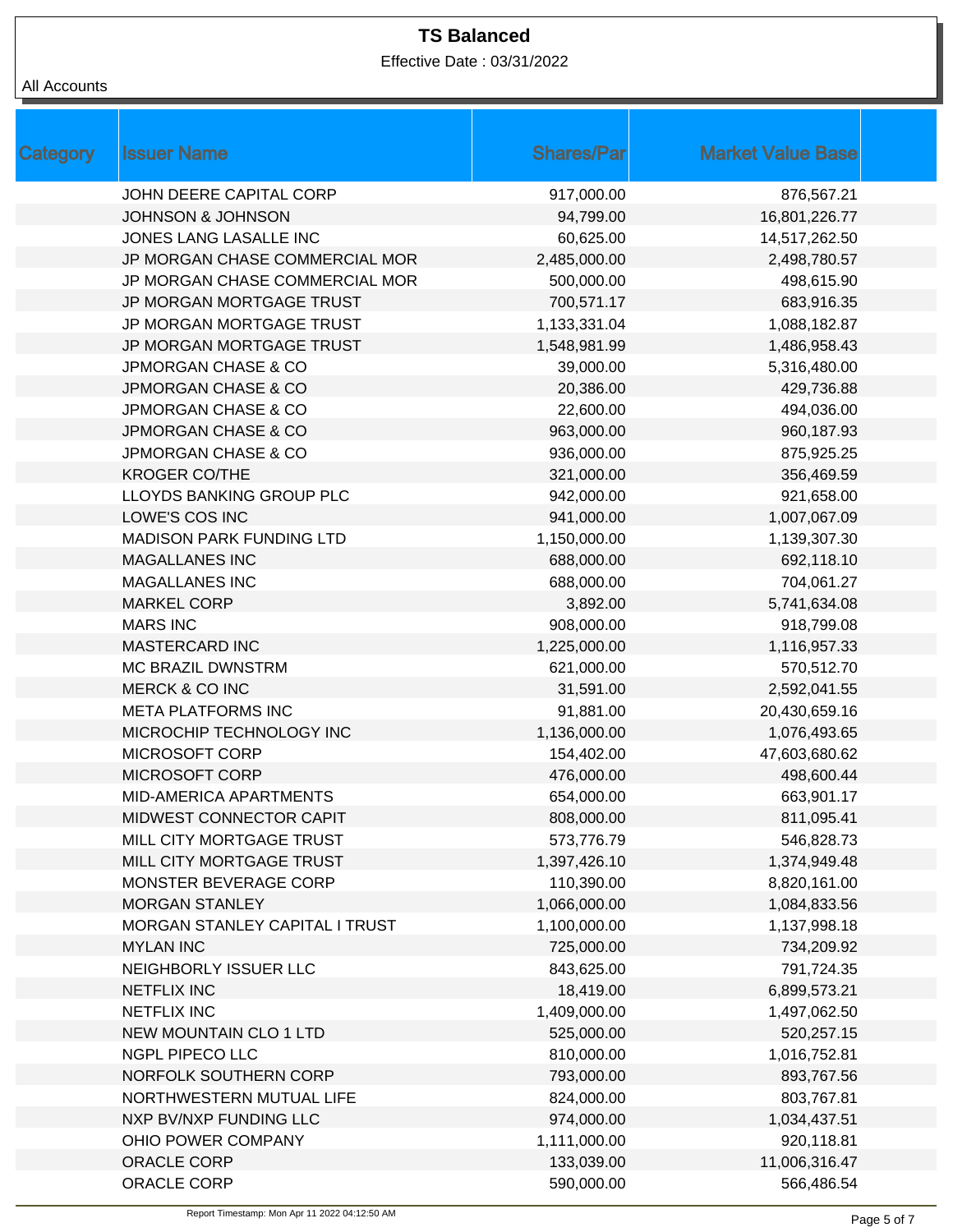# TS Balanced

Effective Date : 03/31/2022

All Accounts

| Category | Issuer Name | Shares/Par | Market Value Base |
|---|---|---|---|
| | JOHN DEERE CAPITAL CORP | 917,000.00 | 876,567.21 |
| | JOHNSON & JOHNSON | 94,799.00 | 16,801,226.77 |
| | JONES LANG LASALLE INC | 60,625.00 | 14,517,262.50 |
| | JP MORGAN CHASE COMMERCIAL MOR | 2,485,000.00 | 2,498,780.57 |
| | JP MORGAN CHASE COMMERCIAL MOR | 500,000.00 | 498,615.90 |
| | JP MORGAN MORTGAGE TRUST | 700,571.17 | 683,916.35 |
| | JP MORGAN MORTGAGE TRUST | 1,133,331.04 | 1,088,182.87 |
| | JP MORGAN MORTGAGE TRUST | 1,548,981.99 | 1,486,958.43 |
| | JPMORGAN CHASE & CO | 39,000.00 | 5,316,480.00 |
| | JPMORGAN CHASE & CO | 20,386.00 | 429,736.88 |
| | JPMORGAN CHASE & CO | 22,600.00 | 494,036.00 |
| | JPMORGAN CHASE & CO | 963,000.00 | 960,187.93 |
| | JPMORGAN CHASE & CO | 936,000.00 | 875,925.25 |
| | KROGER CO/THE | 321,000.00 | 356,469.59 |
| | LLOYDS BANKING GROUP PLC | 942,000.00 | 921,658.00 |
| | LOWE'S COS INC | 941,000.00 | 1,007,067.09 |
| | MADISON PARK FUNDING LTD | 1,150,000.00 | 1,139,307.30 |
| | MAGALLANES INC | 688,000.00 | 692,118.10 |
| | MAGALLANES INC | 688,000.00 | 704,061.27 |
| | MARKEL CORP | 3,892.00 | 5,741,634.08 |
| | MARS INC | 908,000.00 | 918,799.08 |
| | MASTERCARD INC | 1,225,000.00 | 1,116,957.33 |
| | MC BRAZIL DWNSTRM | 621,000.00 | 570,512.70 |
| | MERCK & CO INC | 31,591.00 | 2,592,041.55 |
| | META PLATFORMS INC | 91,881.00 | 20,430,659.16 |
| | MICROCHIP TECHNOLOGY INC | 1,136,000.00 | 1,076,493.65 |
| | MICROSOFT CORP | 154,402.00 | 47,603,680.62 |
| | MICROSOFT CORP | 476,000.00 | 498,600.44 |
| | MID-AMERICA APARTMENTS | 654,000.00 | 663,901.17 |
| | MIDWEST CONNECTOR CAPIT | 808,000.00 | 811,095.41 |
| | MILL CITY MORTGAGE TRUST | 573,776.79 | 546,828.73 |
| | MILL CITY MORTGAGE TRUST | 1,397,426.10 | 1,374,949.48 |
| | MONSTER BEVERAGE CORP | 110,390.00 | 8,820,161.00 |
| | MORGAN STANLEY | 1,066,000.00 | 1,084,833.56 |
| | MORGAN STANLEY CAPITAL I TRUST | 1,100,000.00 | 1,137,998.18 |
| | MYLAN INC | 725,000.00 | 734,209.92 |
| | NEIGHBORLY ISSUER LLC | 843,625.00 | 791,724.35 |
| | NETFLIX INC | 18,419.00 | 6,899,573.21 |
| | NETFLIX INC | 1,409,000.00 | 1,497,062.50 |
| | NEW MOUNTAIN CLO 1 LTD | 525,000.00 | 520,257.15 |
| | NGPL PIPECO LLC | 810,000.00 | 1,016,752.81 |
| | NORFOLK SOUTHERN CORP | 793,000.00 | 893,767.56 |
| | NORTHWESTERN MUTUAL LIFE | 824,000.00 | 803,767.81 |
| | NXP BV/NXP FUNDING LLC | 974,000.00 | 1,034,437.51 |
| | OHIO POWER COMPANY | 1,111,000.00 | 920,118.81 |
| | ORACLE CORP | 133,039.00 | 11,006,316.47 |
| | ORACLE CORP | 590,000.00 | 566,486.54 |

Report Timestamp: Mon Apr 11 2022 04:12:50 AM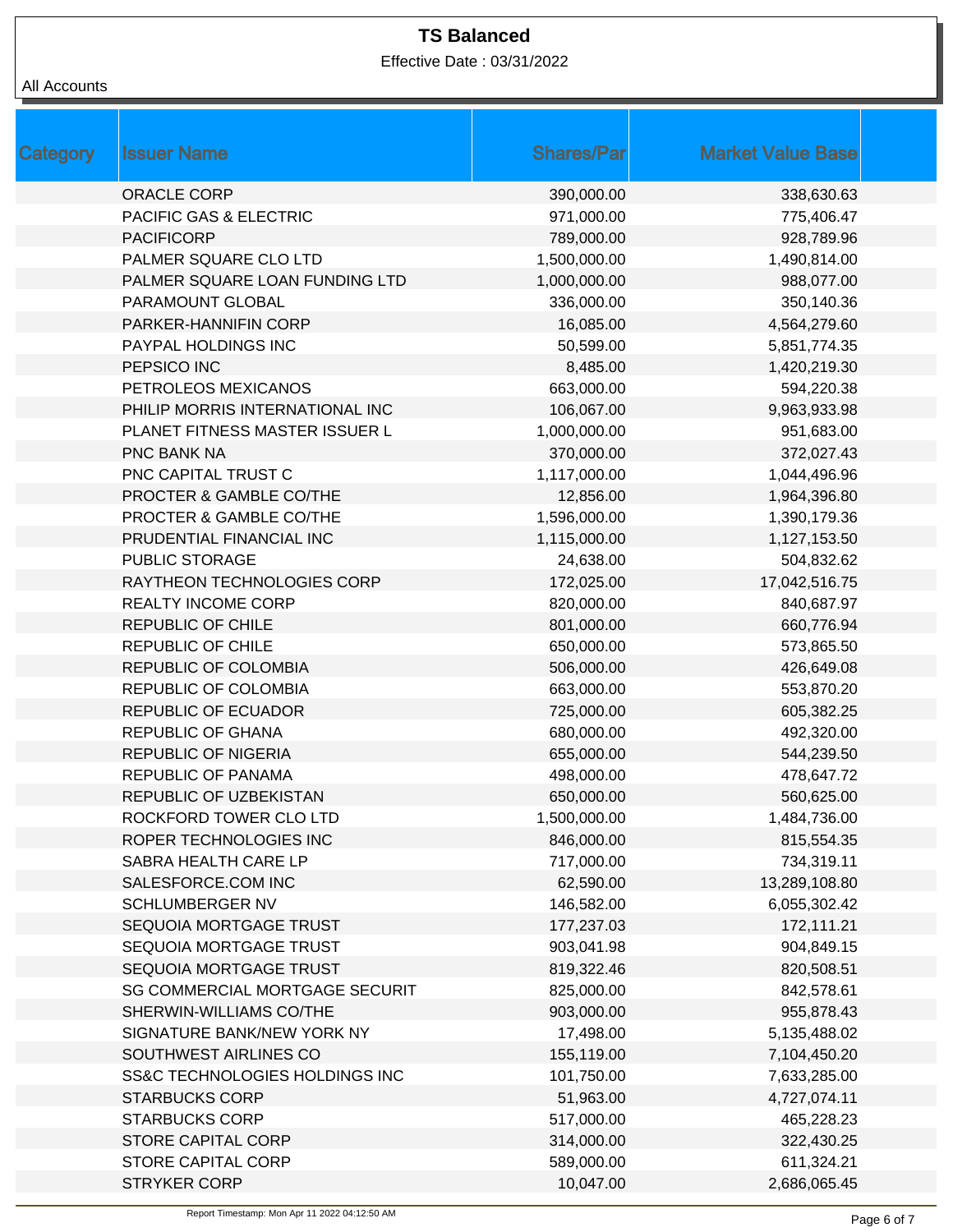# TS Balanced

Effective Date : 03/31/2022

All Accounts

| Category | Issuer Name | Shares/Par | Market Value Base |
|---|---|---|---|
| | ORACLE CORP | 390,000.00 | 338,630.63 |
| | PACIFIC GAS & ELECTRIC | 971,000.00 | 775,406.47 |
| | PACIFICORP | 789,000.00 | 928,789.96 |
| | PALMER SQUARE CLO LTD | 1,500,000.00 | 1,490,814.00 |
| | PALMER SQUARE LOAN FUNDING LTD | 1,000,000.00 | 988,077.00 |
| | PARAMOUNT GLOBAL | 336,000.00 | 350,140.36 |
| | PARKER-HANNIFIN CORP | 16,085.00 | 4,564,279.60 |
| | PAYPAL HOLDINGS INC | 50,599.00 | 5,851,774.35 |
| | PEPSICO INC | 8,485.00 | 1,420,219.30 |
| | PETROLEOS MEXICANOS | 663,000.00 | 594,220.38 |
| | PHILIP MORRIS INTERNATIONAL INC | 106,067.00 | 9,963,933.98 |
| | PLANET FITNESS MASTER ISSUER L | 1,000,000.00 | 951,683.00 |
| | PNC BANK NA | 370,000.00 | 372,027.43 |
| | PNC CAPITAL TRUST C | 1,117,000.00 | 1,044,496.96 |
| | PROCTER & GAMBLE CO/THE | 12,856.00 | 1,964,396.80 |
| | PROCTER & GAMBLE CO/THE | 1,596,000.00 | 1,390,179.36 |
| | PRUDENTIAL FINANCIAL INC | 1,115,000.00 | 1,127,153.50 |
| | PUBLIC STORAGE | 24,638.00 | 504,832.62 |
| | RAYTHEON TECHNOLOGIES CORP | 172,025.00 | 17,042,516.75 |
| | REALTY INCOME CORP | 820,000.00 | 840,687.97 |
| | REPUBLIC OF CHILE | 801,000.00 | 660,776.94 |
| | REPUBLIC OF CHILE | 650,000.00 | 573,865.50 |
| | REPUBLIC OF COLOMBIA | 506,000.00 | 426,649.08 |
| | REPUBLIC OF COLOMBIA | 663,000.00 | 553,870.20 |
| | REPUBLIC OF ECUADOR | 725,000.00 | 605,382.25 |
| | REPUBLIC OF GHANA | 680,000.00 | 492,320.00 |
| | REPUBLIC OF NIGERIA | 655,000.00 | 544,239.50 |
| | REPUBLIC OF PANAMA | 498,000.00 | 478,647.72 |
| | REPUBLIC OF UZBEKISTAN | 650,000.00 | 560,625.00 |
| | ROCKFORD TOWER CLO LTD | 1,500,000.00 | 1,484,736.00 |
| | ROPER TECHNOLOGIES INC | 846,000.00 | 815,554.35 |
| | SABRA HEALTH CARE LP | 717,000.00 | 734,319.11 |
| | SALESFORCE.COM INC | 62,590.00 | 13,289,108.80 |
| | SCHLUMBERGER NV | 146,582.00 | 6,055,302.42 |
| | SEQUOIA MORTGAGE TRUST | 177,237.03 | 172,111.21 |
| | SEQUOIA MORTGAGE TRUST | 903,041.98 | 904,849.15 |
| | SEQUOIA MORTGAGE TRUST | 819,322.46 | 820,508.51 |
| | SG COMMERCIAL MORTGAGE SECURIT | 825,000.00 | 842,578.61 |
| | SHERWIN-WILLIAMS CO/THE | 903,000.00 | 955,878.43 |
| | SIGNATURE BANK/NEW YORK NY | 17,498.00 | 5,135,488.02 |
| | SOUTHWEST AIRLINES CO | 155,119.00 | 7,104,450.20 |
| | SS&C TECHNOLOGIES HOLDINGS INC | 101,750.00 | 7,633,285.00 |
| | STARBUCKS CORP | 51,963.00 | 4,727,074.11 |
| | STARBUCKS CORP | 517,000.00 | 465,228.23 |
| | STORE CAPITAL CORP | 314,000.00 | 322,430.25 |
| | STORE CAPITAL CORP | 589,000.00 | 611,324.21 |
| | STRYKER CORP | 10,047.00 | 2,686,065.45 |

Report Timestamp: Mon Apr 11 2022 04:12:50 AM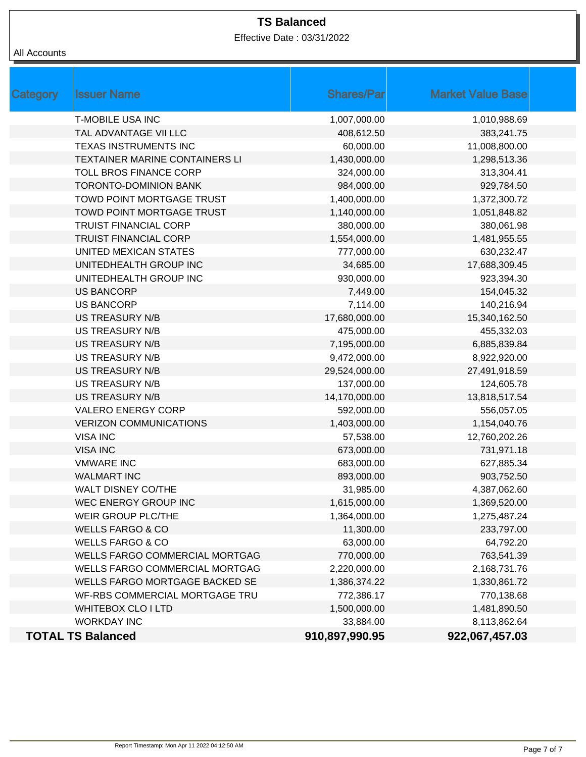# TS Balanced

Effective Date : 03/31/2022

All Accounts

| Category | Issuer Name | Shares/Par | Market Value Base |
|---|---|---|---|
| | T-MOBILE USA INC | 1,007,000.00 | 1,010,988.69 |
| | TAL ADVANTAGE VII LLC | 408,612.50 | 383,241.75 |
| | TEXAS INSTRUMENTS INC | 60,000.00 | 11,008,800.00 |
| | TEXTAINER MARINE CONTAINERS LI | 1,430,000.00 | 1,298,513.36 |
| | TOLL BROS FINANCE CORP | 324,000.00 | 313,304.41 |
| | TORONTO-DOMINION BANK | 984,000.00 | 929,784.50 |
| | TOWD POINT MORTGAGE TRUST | 1,400,000.00 | 1,372,300.72 |
| | TOWD POINT MORTGAGE TRUST | 1,140,000.00 | 1,051,848.82 |
| | TRUIST FINANCIAL CORP | 380,000.00 | 380,061.98 |
| | TRUIST FINANCIAL CORP | 1,554,000.00 | 1,481,955.55 |
| | UNITED MEXICAN STATES | 777,000.00 | 630,232.47 |
| | UNITEDHEALTH GROUP INC | 34,685.00 | 17,688,309.45 |
| | UNITEDHEALTH GROUP INC | 930,000.00 | 923,394.30 |
| | US BANCORP | 7,449.00 | 154,045.32 |
| | US BANCORP | 7,114.00 | 140,216.94 |
| | US TREASURY N/B | 17,680,000.00 | 15,340,162.50 |
| | US TREASURY N/B | 475,000.00 | 455,332.03 |
| | US TREASURY N/B | 7,195,000.00 | 6,885,839.84 |
| | US TREASURY N/B | 9,472,000.00 | 8,922,920.00 |
| | US TREASURY N/B | 29,524,000.00 | 27,491,918.59 |
| | US TREASURY N/B | 137,000.00 | 124,605.78 |
| | US TREASURY N/B | 14,170,000.00 | 13,818,517.54 |
| | VALERO ENERGY CORP | 592,000.00 | 556,057.05 |
| | VERIZON COMMUNICATIONS | 1,403,000.00 | 1,154,040.76 |
| | VISA INC | 57,538.00 | 12,760,202.26 |
| | VISA INC | 673,000.00 | 731,971.18 |
| | VMWARE INC | 683,000.00 | 627,885.34 |
| | WALMART INC | 893,000.00 | 903,752.50 |
| | WALT DISNEY CO/THE | 31,985.00 | 4,387,062.60 |
| | WEC ENERGY GROUP INC | 1,615,000.00 | 1,369,520.00 |
| | WEIR GROUP PLC/THE | 1,364,000.00 | 1,275,487.24 |
| | WELLS FARGO & CO | 11,300.00 | 233,797.00 |
| | WELLS FARGO & CO | 63,000.00 | 64,792.20 |
| | WELLS FARGO COMMERCIAL MORTGAG | 770,000.00 | 763,541.39 |
| | WELLS FARGO COMMERCIAL MORTGAG | 2,220,000.00 | 2,168,731.76 |
| | WELLS FARGO MORTGAGE BACKED SE | 1,386,374.22 | 1,330,861.72 |
| | WF-RBS COMMERCIAL MORTGAGE TRU | 772,386.17 | 770,138.68 |
| | WHITEBOX CLO I LTD | 1,500,000.00 | 1,481,890.50 |
| | WORKDAY INC | 33,884.00 | 8,113,862.64 |
| **TOTAL TS Balanced** | | **910,897,990.95** | **922,067,457.03** |

Report Timestamp: Mon Apr 11 2022 04:12:50 AM